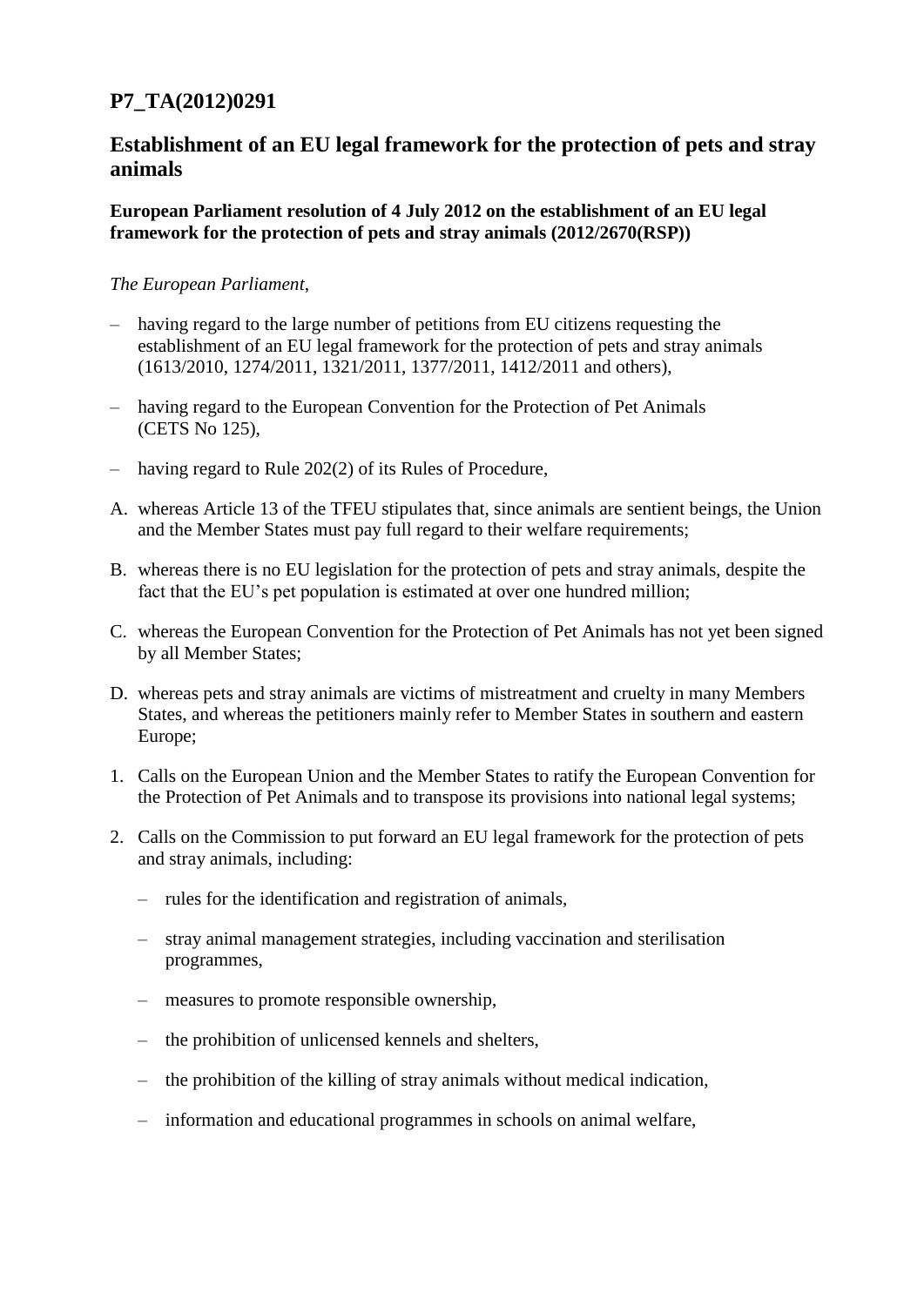# P7_TA(2012)0291

## Establishment of an EU legal framework for the protection of pets and stray animals

**European Parliament resolution of 4 July 2012 on the establishment of an EU legal framework for the protection of pets and stray animals (2012/2670(RSP))**

*The European Parliament*,

– having regard to the large number of petitions from EU citizens requesting the establishment of an EU legal framework for the protection of pets and stray animals (1613/2010, 1274/2011, 1321/2011, 1377/2011, 1412/2011 and others),

– having regard to the European Convention for the Protection of Pet Animals (CETS No 125),

– having regard to Rule 202(2) of its Rules of Procedure,

A. whereas Article 13 of the TFEU stipulates that, since animals are sentient beings, the Union and the Member States must pay full regard to their welfare requirements;

B. whereas there is no EU legislation for the protection of pets and stray animals, despite the fact that the EU's pet population is estimated at over one hundred million;

C. whereas the European Convention for the Protection of Pet Animals has not yet been signed by all Member States;

D. whereas pets and stray animals are victims of mistreatment and cruelty in many Members States, and whereas the petitioners mainly refer to Member States in southern and eastern Europe;

1. Calls on the European Union and the Member States to ratify the European Convention for the Protection of Pet Animals and to transpose its provisions into national legal systems;

2. Calls on the Commission to put forward an EU legal framework for the protection of pets and stray animals, including:

   – rules for the identification and registration of animals,

   – stray animal management strategies, including vaccination and sterilisation programmes,

   – measures to promote responsible ownership,

   – the prohibition of unlicensed kennels and shelters,

   – the prohibition of the killing of stray animals without medical indication,

   – information and educational programmes in schools on animal welfare,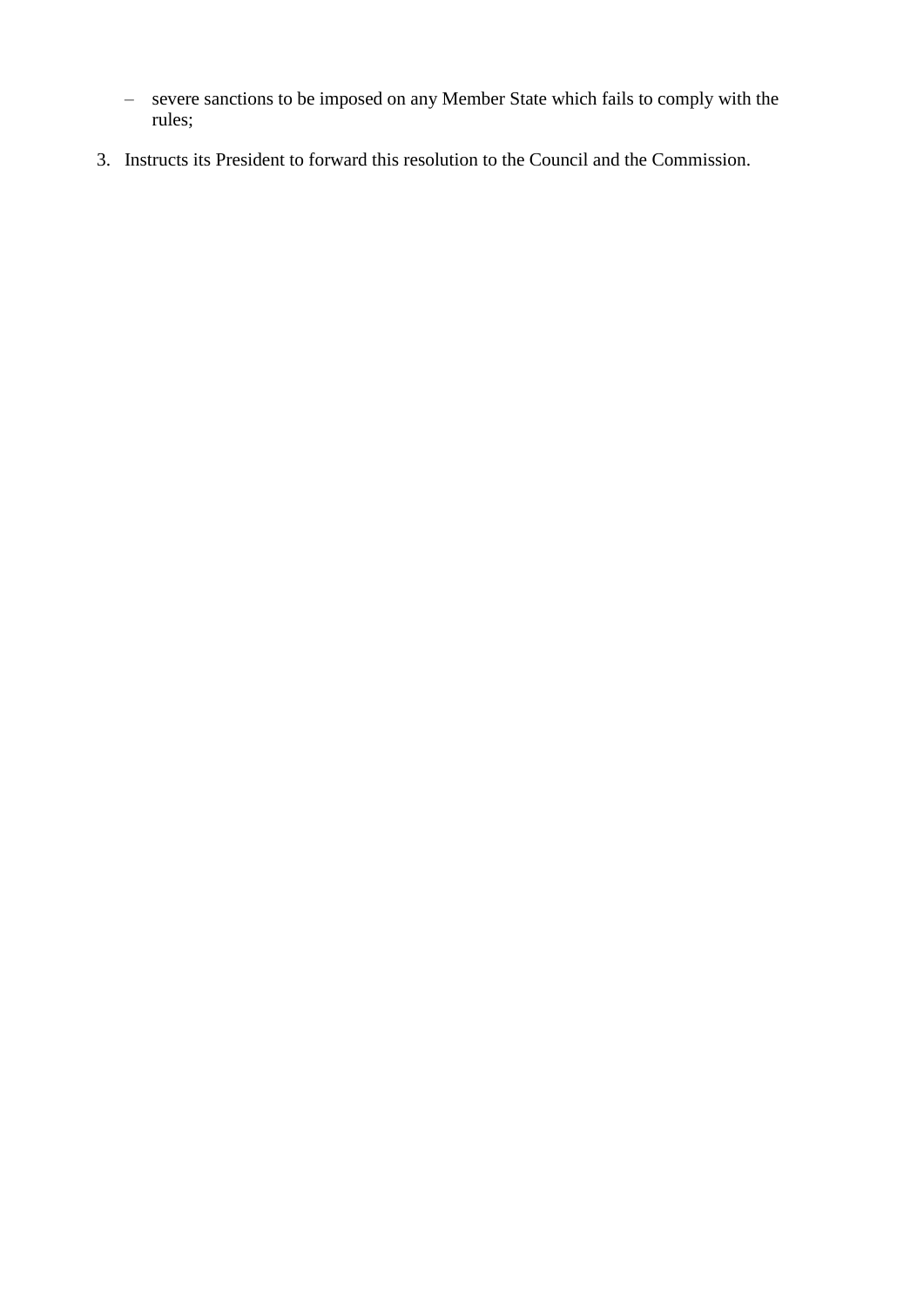– severe sanctions to be imposed on any Member State which fails to comply with the rules;

3. Instructs its President to forward this resolution to the Council and the Commission.